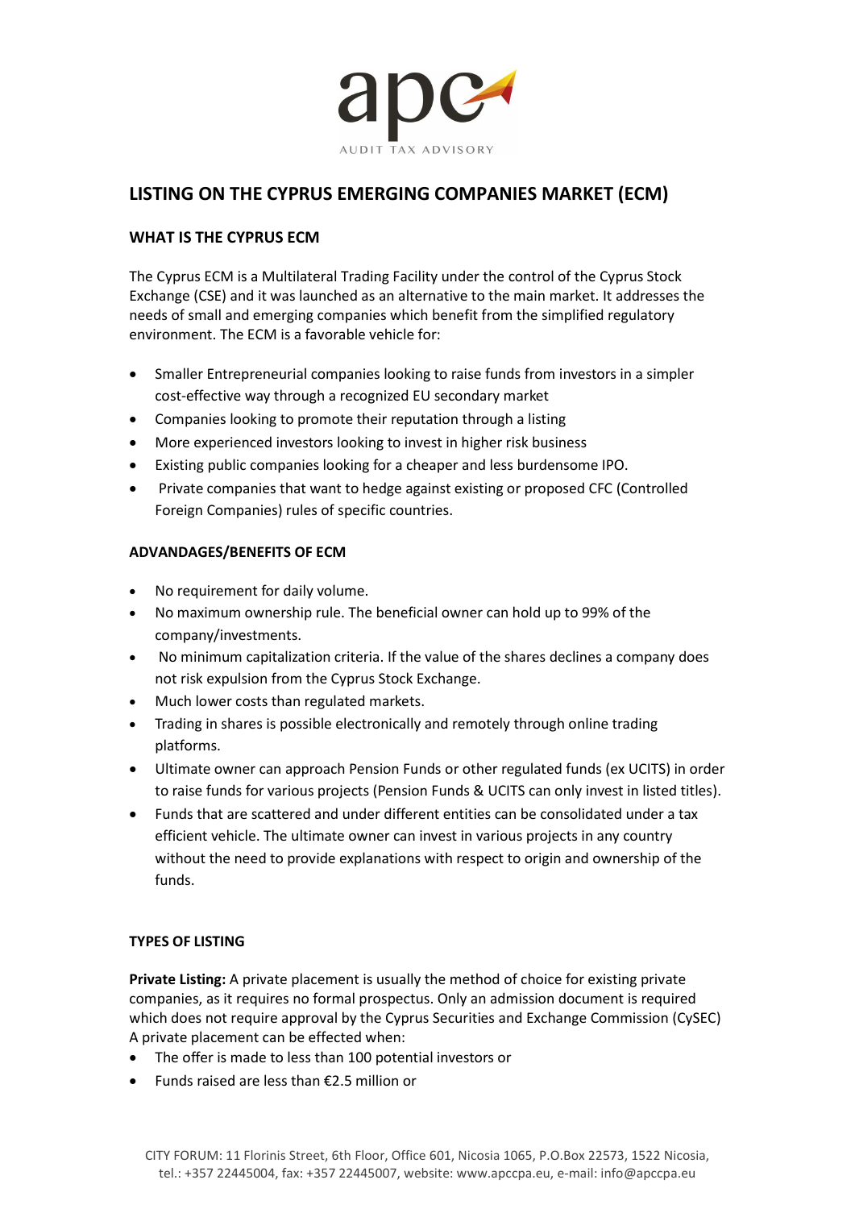# LISTING ON THE CYPRUS EMERGING COMPANIES MARKET (ECM)

## WHAT IS THE CYPRUS ECM

The Cyprus ECM is a Multilateral Trading Facility under the control of the Cyprus Stock Exchange (CSE) and it was launched as an alternative to the main market. It addresses the needs of small and emerging companies which benefit from the simplified regulatory environment. The ECM is a favorable vehicle for:

- Smaller Entrepreneurial companies looking to raise funds from investors in a simpler cost-effective way through a recognized EU secondary market
- Companies looking to promote their reputation through a listing
- More experienced investors looking to invest in higher risk business
- Existing public companies looking for a cheaper and less burdensome IPO.
- Private companies that want to hedge against existing or proposed CFC (Controlled Foreign Companies) rules of specific countries.

## ADVANDAGES/BENEFITS OF ECM

- No requirement for daily volume.
- No maximum ownership rule. The beneficial owner can hold up to 99% of the company/investments.
- No minimum capitalization criteria. If the value of the shares declines a company does not risk expulsion from the Cyprus Stock Exchange.
- Much lower costs than regulated markets.
- Trading in shares is possible electronically and remotely through online trading platforms.
- Ultimate owner can approach Pension Funds or other regulated funds (ex UCITS) in order to raise funds for various projects (Pension Funds & UCITS can only invest in listed titles).
- Funds that are scattered and under different entities can be consolidated under a tax efficient vehicle. The ultimate owner can invest in various projects in any country without the need to provide explanations with respect to origin and ownership of the funds.

## TYPES OF LISTING

**Private Listing:** A private placement is usually the method of choice for existing private companies, as it requires no formal prospectus. Only an admission document is required which does not require approval by the Cyprus Securities and Exchange Commission (CySEC) A private placement can be effected when:

- The offer is made to less than 100 potential investors or
- Funds raised are less than €2.5 million or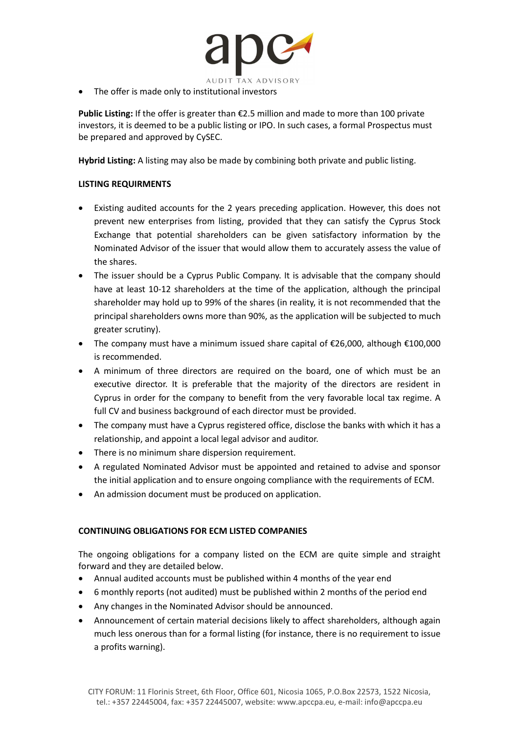- The offer is made only to institutional investors

**Public Listing:** If the offer is greater than €2.5 million and made to more than 100 private investors, it is deemed to be a public listing or IPO. In such cases, a formal Prospectus must be prepared and approved by CySEC.

**Hybrid Listing:** A listing may also be made by combining both private and public listing.

**LISTING REQUIRMENTS**

- Existing audited accounts for the 2 years preceding application. However, this does not prevent new enterprises from listing, provided that they can satisfy the Cyprus Stock Exchange that potential shareholders can be given satisfactory information by the Nominated Advisor of the issuer that would allow them to accurately assess the value of the shares.
- The issuer should be a Cyprus Public Company. It is advisable that the company should have at least 10-12 shareholders at the time of the application, although the principal shareholder may hold up to 99% of the shares (in reality, it is not recommended that the principal shareholders owns more than 90%, as the application will be subjected to much greater scrutiny).
- The company must have a minimum issued share capital of €26,000, although €100,000 is recommended.
- A minimum of three directors are required on the board, one of which must be an executive director. It is preferable that the majority of the directors are resident in Cyprus in order for the company to benefit from the very favorable local tax regime. A full CV and business background of each director must be provided.
- The company must have a Cyprus registered office, disclose the banks with which it has a relationship, and appoint a local legal advisor and auditor.
- There is no minimum share dispersion requirement.
- A regulated Nominated Advisor must be appointed and retained to advise and sponsor the initial application and to ensure ongoing compliance with the requirements of ECM.
- An admission document must be produced on application.

**CONTINUING OBLIGATIONS FOR ECM LISTED COMPANIES**

The ongoing obligations for a company listed on the ECM are quite simple and straight forward and they are detailed below.

- Annual audited accounts must be published within 4 months of the year end
- 6 monthly reports (not audited) must be published within 2 months of the period end
- Any changes in the Nominated Advisor should be announced.
- Announcement of certain material decisions likely to affect shareholders, although again much less onerous than for a formal listing (for instance, there is no requirement to issue a profits warning).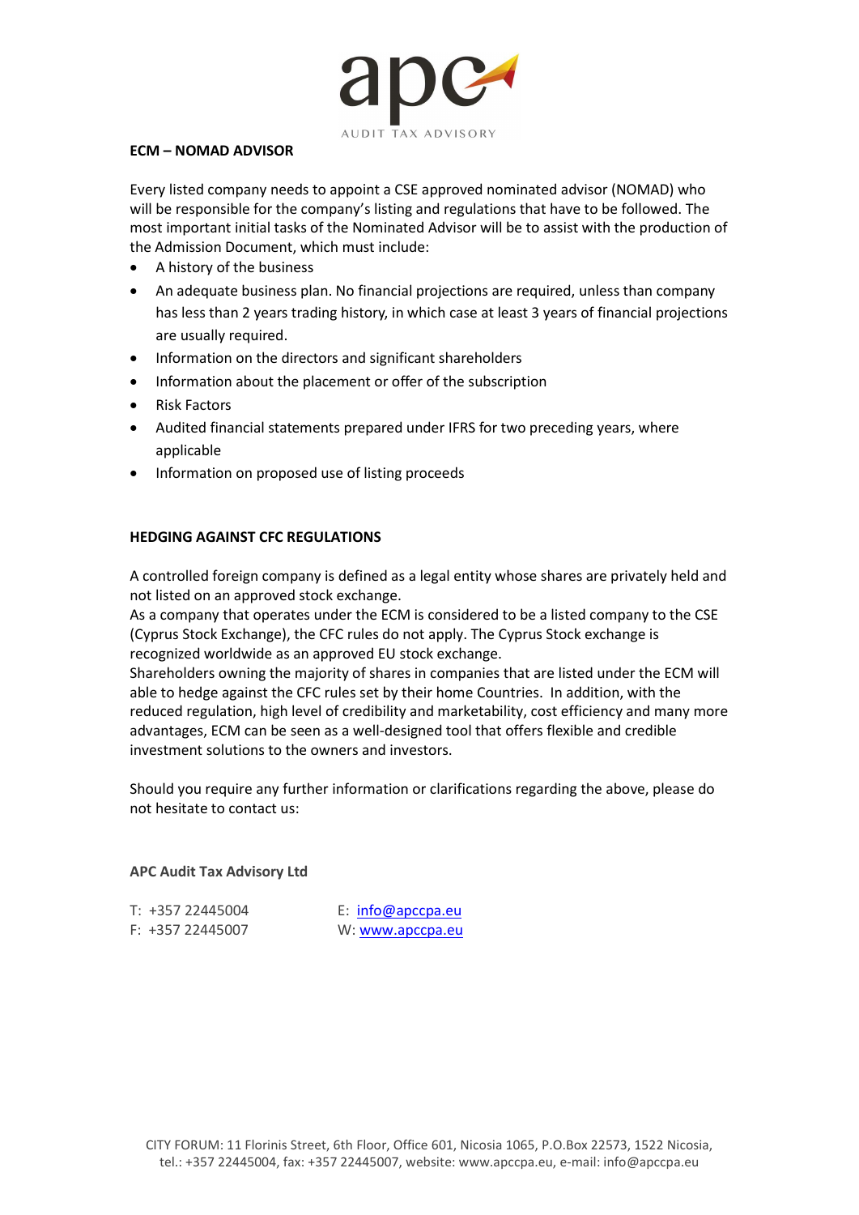## ECM – NOMAD ADVISOR

Every listed company needs to appoint a CSE approved nominated advisor (NOMAD) who will be responsible for the company's listing and regulations that have to be followed. The most important initial tasks of the Nominated Advisor will be to assist with the production of the Admission Document, which must include:

- A history of the business
- An adequate business plan. No financial projections are required, unless than company has less than 2 years trading history, in which case at least 3 years of financial projections are usually required.
- Information on the directors and significant shareholders
- Information about the placement or offer of the subscription
- Risk Factors
- Audited financial statements prepared under IFRS for two preceding years, where applicable
- Information on proposed use of listing proceeds

## HEDGING AGAINST CFC REGULATIONS

A controlled foreign company is defined as a legal entity whose shares are privately held and not listed on an approved stock exchange.
As a company that operates under the ECM is considered to be a listed company to the CSE (Cyprus Stock Exchange), the CFC rules do not apply. The Cyprus Stock exchange is recognized worldwide as an approved EU stock exchange.
Shareholders owning the majority of shares in companies that are listed under the ECM will able to hedge against the CFC rules set by their home Countries. In addition, with the reduced regulation, high level of credibility and marketability, cost efficiency and many more advantages, ECM can be seen as a well-designed tool that offers flexible and credible investment solutions to the owners and investors.

Should you require any further information or clarifications regarding the above, please do not hesitate to contact us:

**APC Audit Tax Advisory Ltd**

T: +357 22445004
F: +357 22445007

E: info@apccpa.eu
W: www.apccpa.eu